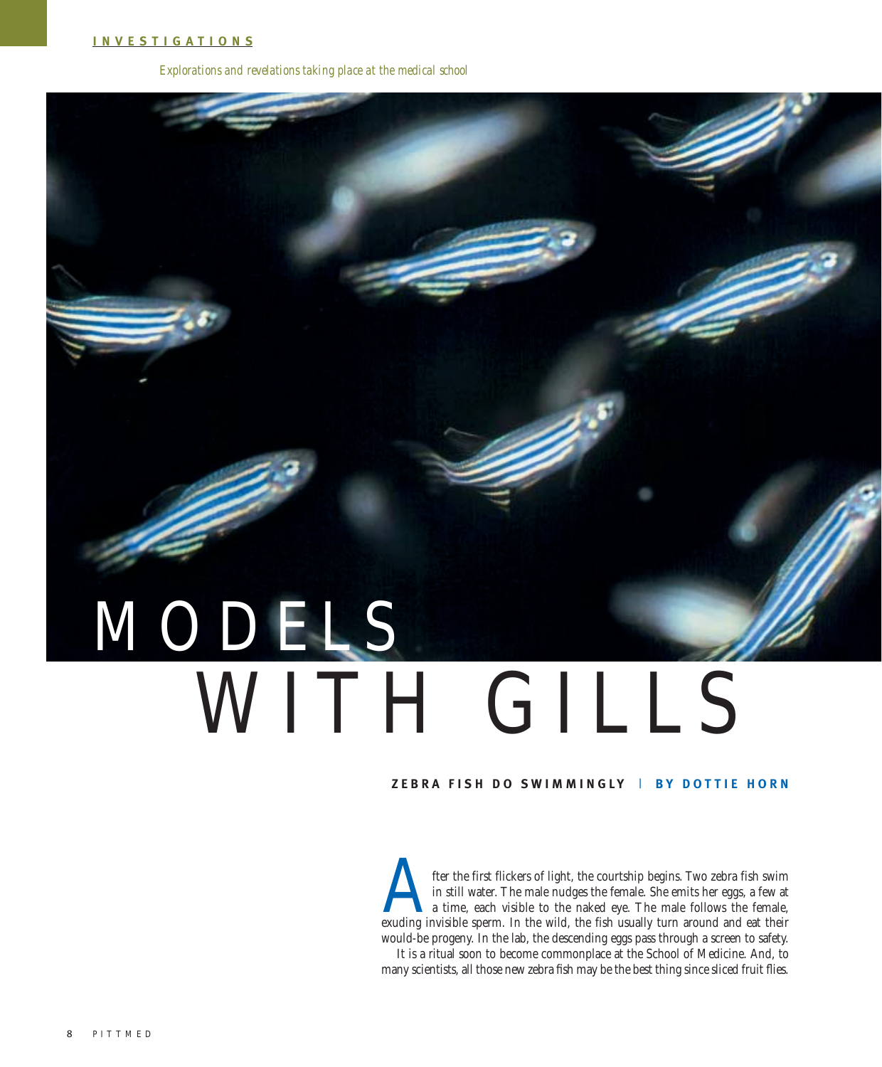INVESTIGATIONS

*Explorations and revelations taking place at the medical school*

# MODELS WITH GILLS

**ZEBRA FISH DO SWIMMINGLY | BY DOTTIE HORN**

After the first flickers of light, the courtship begins. Two zebra fish swim in still water. The male nudges the female. She emits her eggs, a few at a time, each visible to the naked eye. The male follows the female, exuding invisible sperm. In the wild, the fish usually turn around and eat their would-be progeny. In the lab, the descending eggs pass through a screen to safety.

It is a ritual soon to become commonplace at the School of Medicine. And, to many scientists, all those new zebra fish may be the best thing since sliced fruit flies.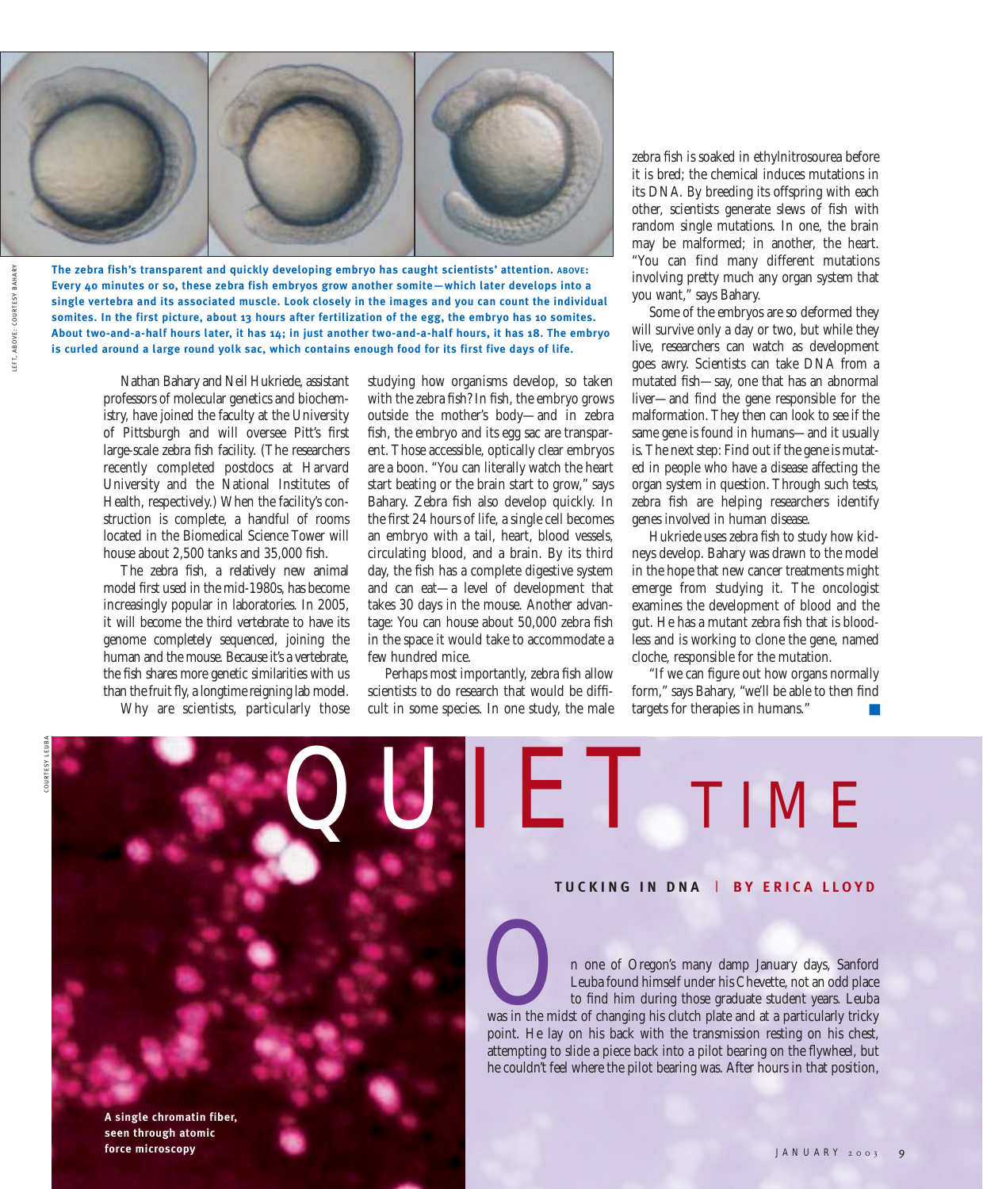The zebra fish's transparent and quickly developing embryo has caught scientists' attention. **ABOVE:** Every 40 minutes or so, these zebra fish embryos grow another somite—which later develops into a single vertebra and its associated muscle. Look closely in the images and you can count the individual somites. In the first picture, about 13 hours after fertilization of the egg, the embryo has 10 somites. About two-and-a-half hours later, it has 14; in just another two-and-a-half hours, it has 18. The embryo is curled around a large round yolk sac, which contains enough food for its first five days of life.

LEFT, ABOVE: COURTESY BAHARY

Nathan Bahary and Neil Hukriede, assistant professors of molecular genetics and biochemistry, have joined the faculty at the University of Pittsburgh and will oversee Pitt's first large-scale zebra fish facility. (The researchers recently completed postdocs at Harvard University and the National Institutes of Health, respectively.) When the facility's construction is complete, a handful of rooms located in the Biomedical Science Tower will house about 2,500 tanks and 35,000 fish.

The zebra fish, a relatively new animal model first used in the mid-1980s, has become increasingly popular in laboratories. In 2005, it will become the third vertebrate to have its genome completely sequenced, joining the human and the mouse. Because it's a vertebrate, the fish shares more genetic similarities with us than the fruit fly, a longtime reigning lab model.

Why are scientists, particularly those studying how organisms develop, so taken with the zebra fish? In fish, the embryo grows outside the mother's body—and in zebra fish, the embryo and its egg sac are transparent. Those accessible, optically clear embryos are a boon. "You can literally watch the heart start beating or the brain start to grow," says Bahary. Zebra fish also develop quickly. In the first 24 hours of life, a single cell becomes an embryo with a tail, heart, blood vessels, circulating blood, and a brain. By its third day, the fish has a complete digestive system and can eat—a level of development that takes 30 days in the mouse. Another advantage: You can house about 50,000 zebra fish in the space it would take to accommodate a few hundred mice.

Perhaps most importantly, zebra fish allow scientists to do research that would be difficult in some species. In one study, the male zebra fish is soaked in ethylnitrosourea before it is bred; the chemical induces mutations in its DNA. By breeding its offspring with each other, scientists generate slews of fish with random single mutations. In one, the brain may be malformed; in another, the heart. "You can find many different mutations involving pretty much any organ system that you want," says Bahary.

Some of the embryos are so deformed they will survive only a day or two, but while they live, researchers can watch as development goes awry. Scientists can take DNA from a mutated fish—say, one that has an abnormal liver—and find the gene responsible for the malformation. They then can look to see if the same gene is found in humans—and it usually is. The next step: Find out if the gene is mutated in people who have a disease affecting the organ system in question. Through such tests, zebra fish are helping researchers identify genes involved in human disease.

Hukriede uses zebra fish to study how kidneys develop. Bahary was drawn to the model in the hope that new cancer treatments might emerge from studying it. The oncologist examines the development of blood and the gut. He has a mutant zebra fish that is bloodless and is working to clone the gene, named cloche, responsible for the mutation.

"If we can figure out how organs normally form," says Bahary, "we'll be able to then find targets for therapies in humans." ■

COURTESY LEUBA

# QUIET TIME

**TUCKING IN DNA | BY ERICA LLOYD**

On one of Oregon's many damp January days, Sanford Leuba found himself under his Chevette, not an odd place to find him during those graduate student years. Leuba was in the midst of changing his clutch plate and at a particularly tricky point. He lay on his back with the transmission resting on his chest, attempting to slide a piece back into a pilot bearing on the flywheel, but he couldn't feel where the pilot bearing was. After hours in that position,

A single chromatin fiber, seen through atomic force microscopy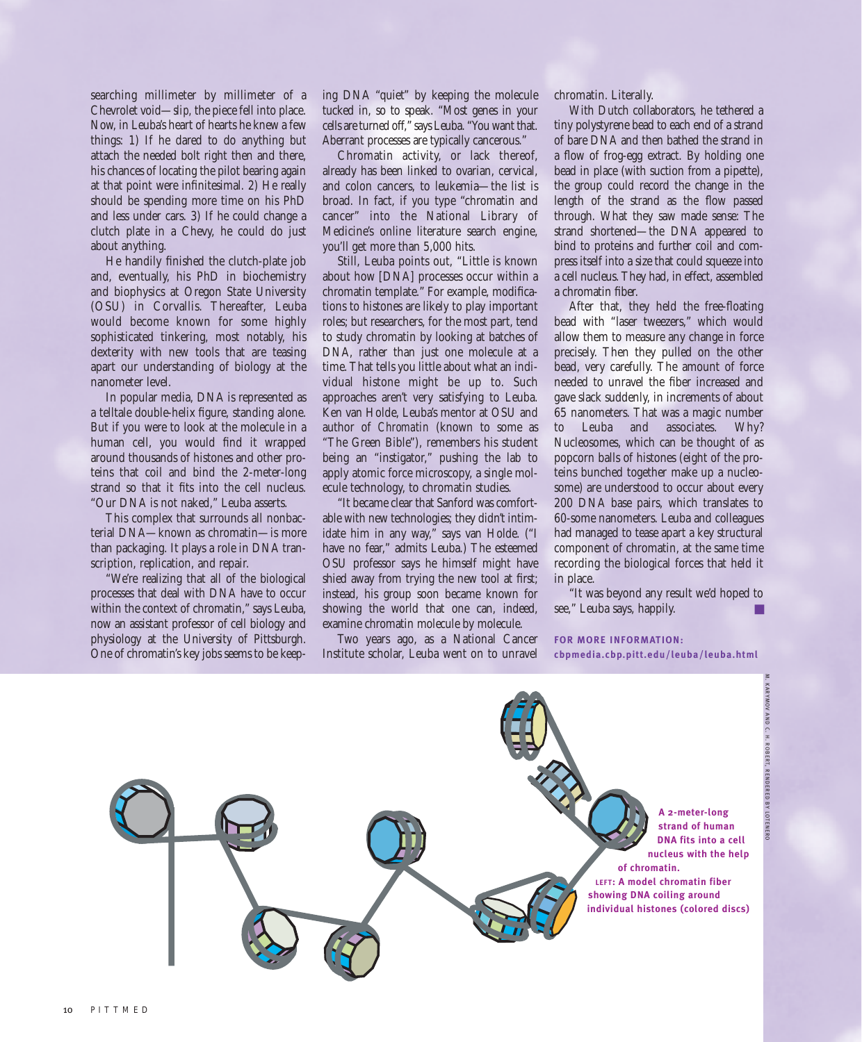searching millimeter by millimeter of a Chevrolet void—*slip*, the piece fell into place. Now, in Leuba's heart of hearts he knew a few things: 1) If he dared to do anything but attach the needed bolt right then and there, his chances of locating the pilot bearing again at that point were infinitesimal. 2) He really should be spending more time on his PhD and less under cars. 3) If he could change a clutch plate in a Chevy, he could do just about anything.

He handily finished the clutch-plate job and, eventually, his PhD in biochemistry and biophysics at Oregon State University (OSU) in Corvallis. Thereafter, Leuba would become known for some highly sophisticated tinkering, most notably, his dexterity with new tools that are teasing apart our understanding of biology at the nanometer level.

In popular media, DNA is represented as a telltale double-helix figure, standing alone. But if you were to look at the molecule in a human cell, you would find it wrapped around thousands of histones and other proteins that coil and bind the 2-meter-long strand so that it fits into the cell nucleus. "Our DNA is not naked," Leuba asserts.

This complex that surrounds all nonbacterial DNA—known as chromatin—is more than packaging. It plays a role in DNA transcription, replication, and repair.

"We're realizing that all of the biological processes that deal with DNA have to occur within the context of chromatin," says Leuba, now an assistant professor of cell biology and physiology at the University of Pittsburgh. One of chromatin's key jobs seems to be keeping DNA "quiet" by keeping the molecule tucked in, so to speak. "Most genes in your cells are turned off," says Leuba. "You want that. Aberrant processes are typically cancerous."

Chromatin activity, or lack thereof, already has been linked to ovarian, cervical, and colon cancers, to leukemia—the list is broad. In fact, if you type "chromatin and cancer" into the National Library of Medicine's online literature search engine, you'll get more than 5,000 hits.

Still, Leuba points out, "Little is known about how [DNA] processes occur within a chromatin template." For example, modifications to histones are likely to play important roles; but researchers, for the most part, tend to study chromatin by looking at batches of DNA, rather than just one molecule at a time. That tells you little about what an individual histone might be up to. Such approaches aren't very satisfying to Leuba. Ken van Holde, Leuba's mentor at OSU and author of *Chromatin* (known to some as "The Green Bible"), remembers his student being an "instigator," pushing the lab to apply atomic force microscopy, a single molecule technology, to chromatin studies.

"It became clear that Sanford was comfortable with new technologies; they didn't intimidate him in any way," says van Holde. ("I have no fear," admits Leuba.) The esteemed OSU professor says he himself might have shied away from trying the new tool at first; instead, his group soon became known for showing the world that one can, indeed, examine chromatin molecule by molecule.

Two years ago, as a National Cancer Institute scholar, Leuba went on to unravel chromatin. Literally.

With Dutch collaborators, he tethered a tiny polystyrene bead to each end of a strand of bare DNA and then bathed the strand in a flow of frog-egg extract. By holding one bead in place (with suction from a pipette), the group could record the change in the length of the strand as the flow passed through. What they saw made sense: The strand shortened—the DNA appeared to bind to proteins and further coil and compress itself into a size that could squeeze into a cell nucleus. They had, in effect, assembled a chromatin fiber.

After that, they held the free-floating bead with "laser tweezers," which would allow them to measure any change in force precisely. Then they pulled on the other bead, very carefully. The amount of force needed to unravel the fiber increased and gave slack suddenly, in increments of about 65 nanometers. That was a magic number to Leuba and associates. Why? Nucleosomes, which can be thought of as popcorn balls of histones (eight of the proteins bunched together make up a nucleosome) are understood to occur about every 200 DNA base pairs, which translates to 60-some nanometers. Leuba and colleagues had managed to tease apart a key structural component of chromatin, at the same time recording the biological forces that held it in place.

"It was beyond any result we'd hoped to see," Leuba says, happily. ■

**FOR MORE INFORMATION:**
**cbpmedia.cbp.pitt.edu/leuba/leuba.html**

M. KARYMOV AND C. H. ROBERT, RENDERED BY LOTENERO

**A 2-meter-long strand of human DNA fits into a cell nucleus with the help of chromatin.**
**LEFT: A model chromatin fiber showing DNA coiling around individual histones (colored discs)**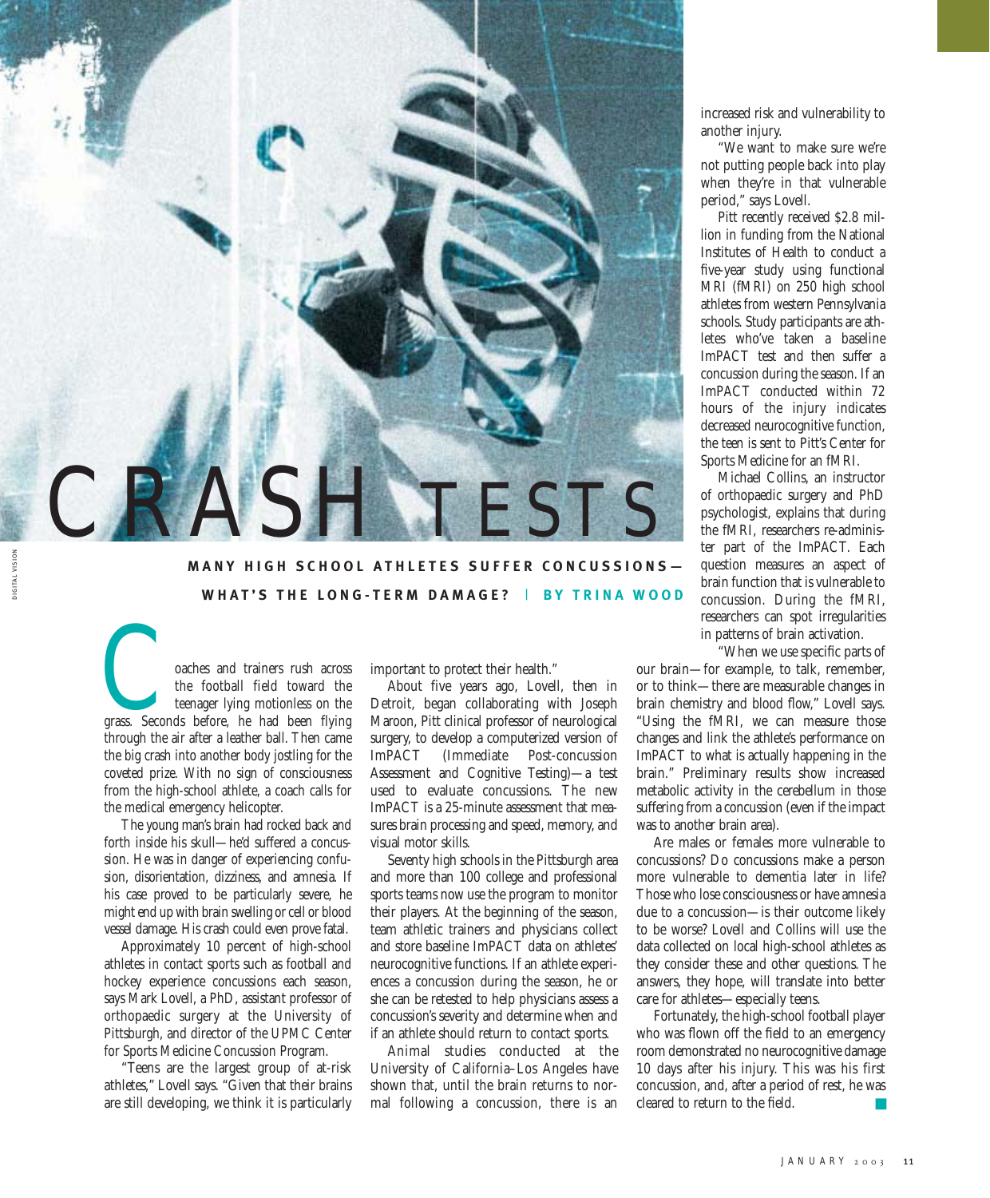# CRASH TESTS

**MANY HIGH SCHOOL ATHLETES SUFFER CONCUSSIONS—WHAT'S THE LONG-TERM DAMAGE?** | **BY TRINA WOOD**

Coaches and trainers rush across the football field toward the teenager lying motionless on the grass. Seconds before, he had been flying through the air after a leather ball. Then came the big crash into another body jostling for the coveted prize. With no sign of consciousness from the high-school athlete, a coach calls for the medical emergency helicopter.

The young man's brain had rocked back and forth inside his skull—he'd suffered a concussion. He was in danger of experiencing confusion, disorientation, dizziness, and amnesia. If his case proved to be particularly severe, he might end up with brain swelling or cell or blood vessel damage. His crash could even prove fatal.

Approximately 10 percent of high-school athletes in contact sports such as football and hockey experience concussions each season, says Mark Lovell, a PhD, assistant professor of orthopaedic surgery at the University of Pittsburgh, and director of the UPMC Center for Sports Medicine Concussion Program.

"Teens are the largest group of at-risk athletes," Lovell says. "Given that their brains are still developing, we think it is particularly important to protect their health."

About five years ago, Lovell, then in Detroit, began collaborating with Joseph Maroon, Pitt clinical professor of neurological surgery, to develop a computerized version of ImPACT (Immediate Post-concussion Assessment and Cognitive Testing)—a test used to evaluate concussions. The new ImPACT is a 25-minute assessment that measures brain processing and speed, memory, and visual motor skills.

Seventy high schools in the Pittsburgh area and more than 100 college and professional sports teams now use the program to monitor their players. At the beginning of the season, team athletic trainers and physicians collect and store baseline ImPACT data on athletes' neurocognitive functions. If an athlete experiences a concussion during the season, he or she can be retested to help physicians assess a concussion's severity and determine when and if an athlete should return to contact sports.

Animal studies conducted at the University of California–Los Angeles have shown that, until the brain returns to normal following a concussion, there is an increased risk and vulnerability to another injury.

"We want to make sure we're not putting people back into play when they're in that vulnerable period," says Lovell.

Pitt recently received $2.8 million in funding from the National Institutes of Health to conduct a five-year study using functional MRI (fMRI) on 250 high school athletes from western Pennsylvania schools. Study participants are athletes who've taken a baseline ImPACT test and then suffer a concussion during the season. If an ImPACT conducted within 72 hours of the injury indicates decreased neurocognitive function, the teen is sent to Pitt's Center for Sports Medicine for an fMRI.

Michael Collins, an instructor of orthopaedic surgery and PhD psychologist, explains that during the fMRI, researchers re-administer part of the ImPACT. Each question measures an aspect of brain function that is vulnerable to concussion. During the fMRI, researchers can spot irregularities in patterns of brain activation.

"When we use specific parts of our brain—for example, to talk, remember, or to think—there are measurable changes in brain chemistry and blood flow," Lovell says. "Using the fMRI, we can measure those changes and link the athlete's performance on ImPACT to what is actually happening in the brain." Preliminary results show increased metabolic activity in the cerebellum in those suffering from a concussion (even if the impact was to another brain area).

Are males or females more vulnerable to concussions? Do concussions make a person more vulnerable to dementia later in life? Those who lose consciousness or have amnesia due to a concussion—is their outcome likely to be worse? Lovell and Collins will use the data collected on local high-school athletes as they consider these and other questions. The answers, they hope, will translate into better care for athletes—especially teens.

Fortunately, the high-school football player who was flown off the field to an emergency room demonstrated no neurocognitive damage 10 days after his injury. This was his first concussion, and, after a period of rest, he was cleared to return to the field.

DIGITAL VISION